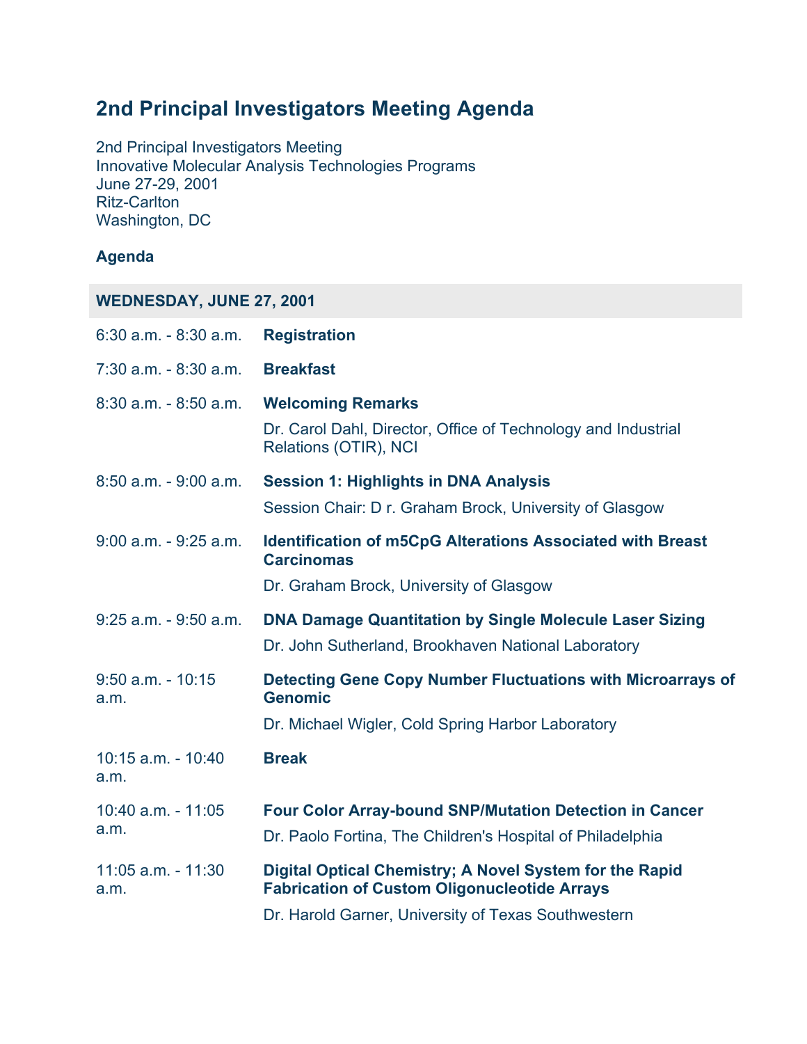# 2nd Principal Investigators Meeting Agenda

2nd Principal Investigators Meeting
Innovative Molecular Analysis Technologies Programs
June 27-29, 2001
Ritz-Carlton
Washington, DC

**Agenda**

| **WEDNESDAY, JUNE 27, 2001** | |
|---|---|
| 6:30 a.m. - 8:30 a.m. | **Registration** |
| 7:30 a.m. - 8:30 a.m. | **Breakfast** |
| 8:30 a.m. - 8:50 a.m. | **Welcoming Remarks**<br>Dr. Carol Dahl, Director, Office of Technology and Industrial Relations (OTIR), NCI |
| 8:50 a.m. - 9:00 a.m. | **Session 1: Highlights in DNA Analysis**<br>Session Chair: D r. Graham Brock, University of Glasgow |
| 9:00 a.m. - 9:25 a.m. | **Identification of m5CpG Alterations Associated with Breast Carcinomas**<br>Dr. Graham Brock, University of Glasgow |
| 9:25 a.m. - 9:50 a.m. | **DNA Damage Quantitation by Single Molecule Laser Sizing**<br>Dr. John Sutherland, Brookhaven National Laboratory |
| 9:50 a.m. - 10:15 a.m. | **Detecting Gene Copy Number Fluctuations with Microarrays of Genomic**<br>Dr. Michael Wigler, Cold Spring Harbor Laboratory |
| 10:15 a.m. - 10:40 a.m. | **Break** |
| 10:40 a.m. - 11:05 a.m. | **Four Color Array-bound SNP/Mutation Detection in Cancer**<br>Dr. Paolo Fortina, The Children's Hospital of Philadelphia |
| 11:05 a.m. - 11:30 a.m. | **Digital Optical Chemistry; A Novel System for the Rapid Fabrication of Custom Oligonucleotide Arrays**<br>Dr. Harold Garner, University of Texas Southwestern |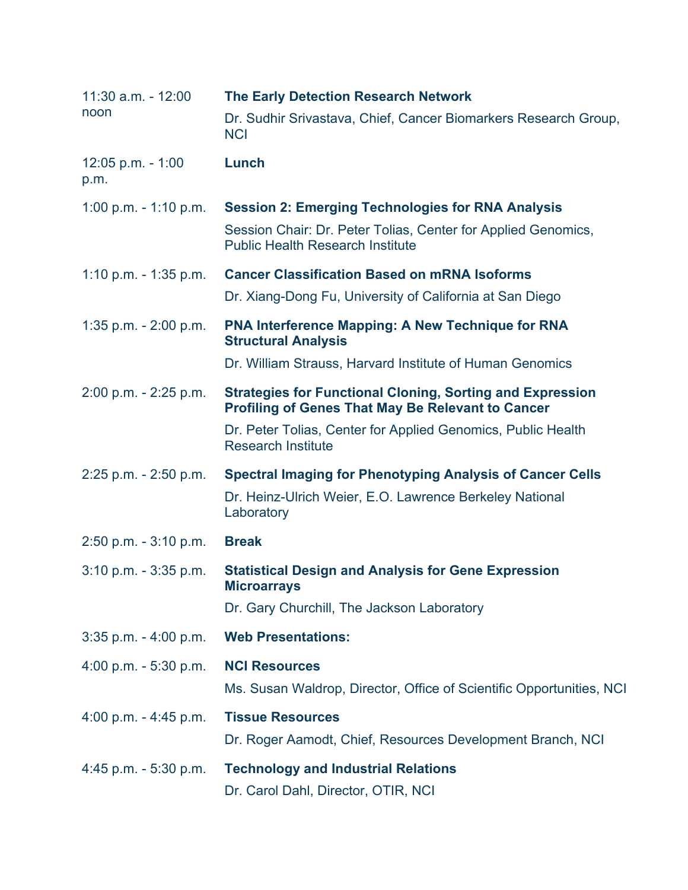| | |
|---|---|
| 11:30 a.m. - 12:00 noon | **The Early Detection Research Network**<br>Dr. Sudhir Srivastava, Chief, Cancer Biomarkers Research Group, NCI |
| 12:05 p.m. - 1:00 p.m. | **Lunch** |
| 1:00 p.m. - 1:10 p.m. | **Session 2: Emerging Technologies for RNA Analysis**<br>Session Chair: Dr. Peter Tolias, Center for Applied Genomics, Public Health Research Institute |
| 1:10 p.m. - 1:35 p.m. | **Cancer Classification Based on mRNA Isoforms**<br>Dr. Xiang-Dong Fu, University of California at San Diego |
| 1:35 p.m. - 2:00 p.m. | **PNA Interference Mapping: A New Technique for RNA Structural Analysis**<br>Dr. William Strauss, Harvard Institute of Human Genomics |
| 2:00 p.m. - 2:25 p.m. | **Strategies for Functional Cloning, Sorting and Expression Profiling of Genes That May Be Relevant to Cancer**<br>Dr. Peter Tolias, Center for Applied Genomics, Public Health Research Institute |
| 2:25 p.m. - 2:50 p.m. | **Spectral Imaging for Phenotyping Analysis of Cancer Cells**<br>Dr. Heinz-Ulrich Weier, E.O. Lawrence Berkeley National Laboratory |
| 2:50 p.m. - 3:10 p.m. | **Break** |
| 3:10 p.m. - 3:35 p.m. | **Statistical Design and Analysis for Gene Expression Microarrays**<br>Dr. Gary Churchill, The Jackson Laboratory |
| 3:35 p.m. - 4:00 p.m. | **Web Presentations:** |
| 4:00 p.m. - 5:30 p.m. | **NCI Resources**<br>Ms. Susan Waldrop, Director, Office of Scientific Opportunities, NCI |
| 4:00 p.m. - 4:45 p.m. | **Tissue Resources**<br>Dr. Roger Aamodt, Chief, Resources Development Branch, NCI |
| 4:45 p.m. - 5:30 p.m. | **Technology and Industrial Relations**<br>Dr. Carol Dahl, Director, OTIR, NCI |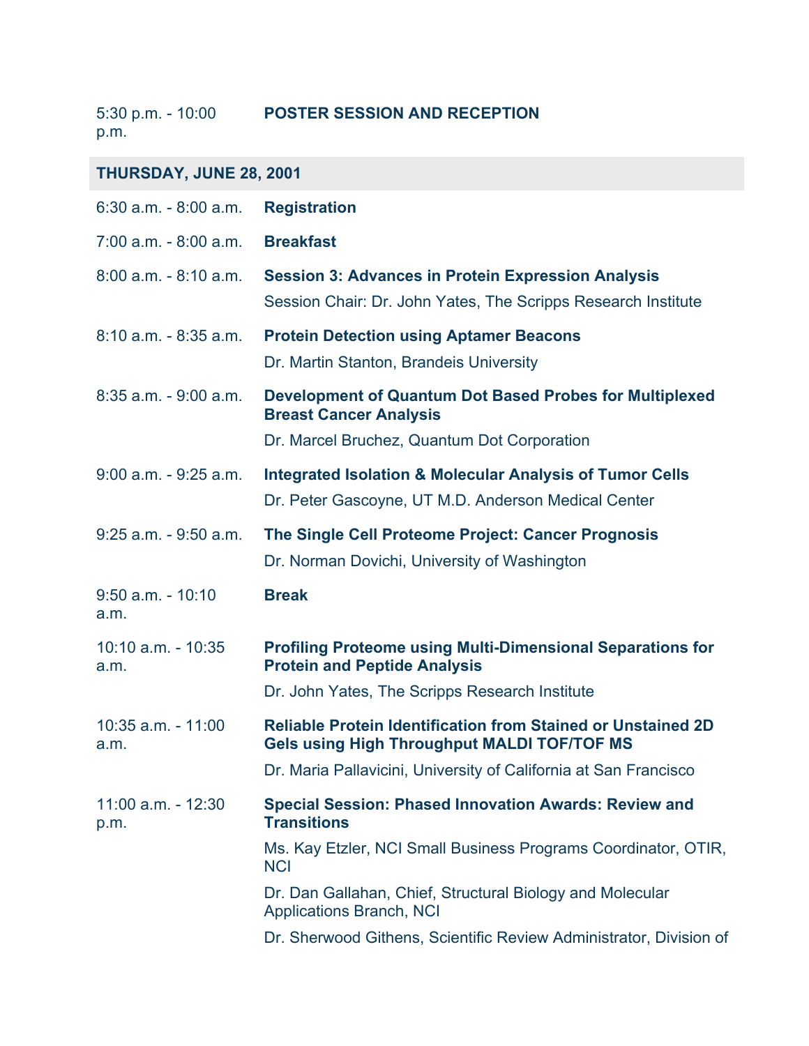| | |
|---|---|
| 5:30 p.m. - 10:00 p.m. | **POSTER SESSION AND RECEPTION** |

## THURSDAY, JUNE 28, 2001

| | |
|---|---|
| 6:30 a.m. - 8:00 a.m. | **Registration** |
| 7:00 a.m. - 8:00 a.m. | **Breakfast** |
| 8:00 a.m. - 8:10 a.m. | **Session 3: Advances in Protein Expression Analysis**<br>Session Chair: Dr. John Yates, The Scripps Research Institute |
| 8:10 a.m. - 8:35 a.m. | **Protein Detection using Aptamer Beacons**<br>Dr. Martin Stanton, Brandeis University |
| 8:35 a.m. - 9:00 a.m. | **Development of Quantum Dot Based Probes for Multiplexed Breast Cancer Analysis**<br>Dr. Marcel Bruchez, Quantum Dot Corporation |
| 9:00 a.m. - 9:25 a.m. | **Integrated Isolation & Molecular Analysis of Tumor Cells**<br>Dr. Peter Gascoyne, UT M.D. Anderson Medical Center |
| 9:25 a.m. - 9:50 a.m. | **The Single Cell Proteome Project: Cancer Prognosis**<br>Dr. Norman Dovichi, University of Washington |
| 9:50 a.m. - 10:10 a.m. | **Break** |
| 10:10 a.m. - 10:35 a.m. | **Profiling Proteome using Multi-Dimensional Separations for Protein and Peptide Analysis**<br>Dr. John Yates, The Scripps Research Institute |
| 10:35 a.m. - 11:00 a.m. | **Reliable Protein Identification from Stained or Unstained 2D Gels using High Throughput MALDI TOF/TOF MS**<br>Dr. Maria Pallavicini, University of California at San Francisco |
| 11:00 a.m. - 12:30 p.m. | **Special Session: Phased Innovation Awards: Review and Transitions**<br>Ms. Kay Etzler, NCI Small Business Programs Coordinator, OTIR, NCI<br>Dr. Dan Gallahan, Chief, Structural Biology and Molecular Applications Branch, NCI<br>Dr. Sherwood Githens, Scientific Review Administrator, Division of |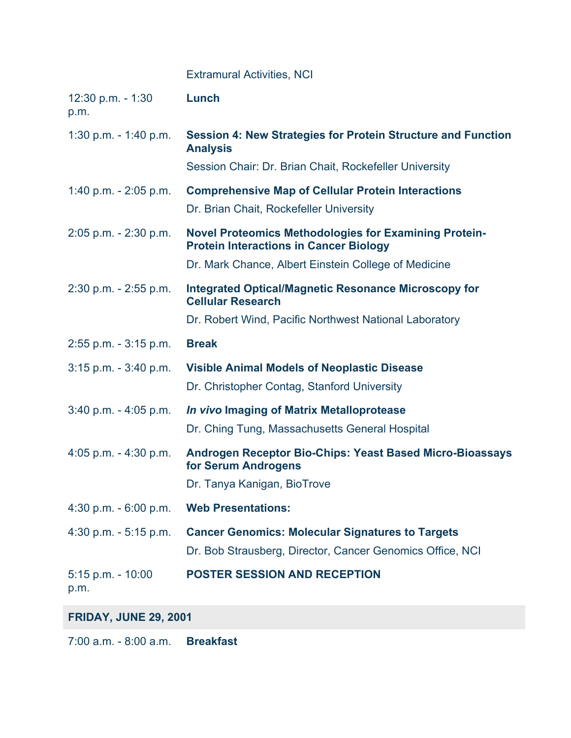| | |
|---|---|
| | Extramural Activities, NCI |
| 12:30 p.m. - 1:30 p.m. | **Lunch** |
| 1:30 p.m. - 1:40 p.m. | **Session 4: New Strategies for Protein Structure and Function Analysis**<br>Session Chair: Dr. Brian Chait, Rockefeller University |
| 1:40 p.m. - 2:05 p.m. | **Comprehensive Map of Cellular Protein Interactions**<br>Dr. Brian Chait, Rockefeller University |
| 2:05 p.m. - 2:30 p.m. | **Novel Proteomics Methodologies for Examining Protein-Protein Interactions in Cancer Biology**<br>Dr. Mark Chance, Albert Einstein College of Medicine |
| 2:30 p.m. - 2:55 p.m. | **Integrated Optical/Magnetic Resonance Microscopy for Cellular Research**<br>Dr. Robert Wind, Pacific Northwest National Laboratory |
| 2:55 p.m. - 3:15 p.m. | **Break** |
| 3:15 p.m. - 3:40 p.m. | **Visible Animal Models of Neoplastic Disease**<br>Dr. Christopher Contag, Stanford University |
| 3:40 p.m. - 4:05 p.m. | ***In vivo* Imaging of Matrix Metalloprotease**<br>Dr. Ching Tung, Massachusetts General Hospital |
| 4:05 p.m. - 4:30 p.m. | **Androgen Receptor Bio-Chips: Yeast Based Micro-Bioassays for Serum Androgens**<br>Dr. Tanya Kanigan, BioTrove |
| 4:30 p.m. - 6:00 p.m. | **Web Presentations:** |
| 4:30 p.m. - 5:15 p.m. | **Cancer Genomics: Molecular Signatures to Targets**<br>Dr. Bob Strausberg, Director, Cancer Genomics Office, NCI |
| 5:15 p.m. - 10:00 p.m. | **POSTER SESSION AND RECEPTION** |

**FRIDAY, JUNE 29, 2001**

| | |
|---|---|
| 7:00 a.m. - 8:00 a.m. | **Breakfast** |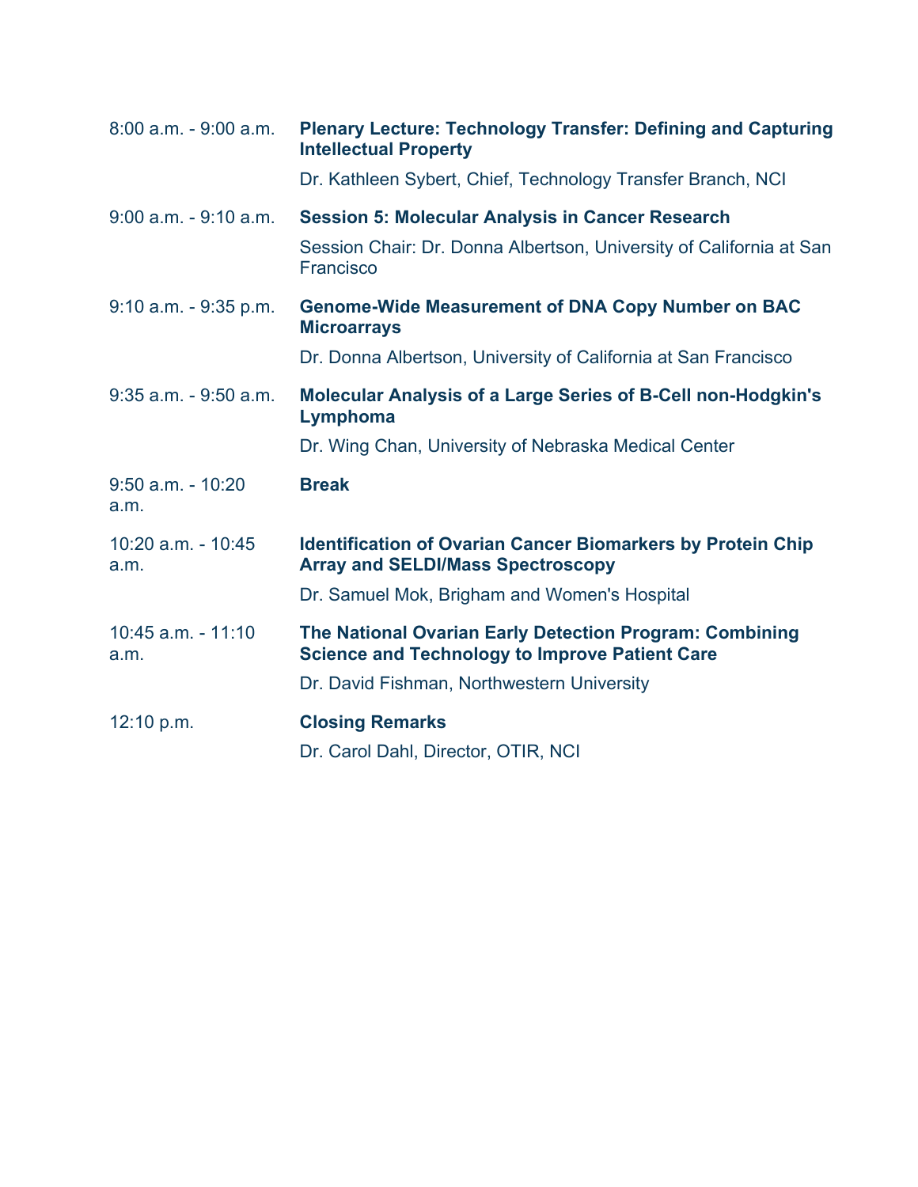| | |
|---|---|
| 8:00 a.m. - 9:00 a.m. | **Plenary Lecture: Technology Transfer: Defining and Capturing Intellectual Property**<br>Dr. Kathleen Sybert, Chief, Technology Transfer Branch, NCI |
| 9:00 a.m. - 9:10 a.m. | **Session 5: Molecular Analysis in Cancer Research**<br>Session Chair: Dr. Donna Albertson, University of California at San Francisco |
| 9:10 a.m. - 9:35 p.m. | **Genome-Wide Measurement of DNA Copy Number on BAC Microarrays**<br>Dr. Donna Albertson, University of California at San Francisco |
| 9:35 a.m. - 9:50 a.m. | **Molecular Analysis of a Large Series of B-Cell non-Hodgkin's Lymphoma**<br>Dr. Wing Chan, University of Nebraska Medical Center |
| 9:50 a.m. - 10:20 a.m. | **Break** |
| 10:20 a.m. - 10:45 a.m. | **Identification of Ovarian Cancer Biomarkers by Protein Chip Array and SELDI/Mass Spectroscopy**<br>Dr. Samuel Mok, Brigham and Women's Hospital |
| 10:45 a.m. - 11:10 a.m. | **The National Ovarian Early Detection Program: Combining Science and Technology to Improve Patient Care**<br>Dr. David Fishman, Northwestern University |
| 12:10 p.m. | **Closing Remarks**<br>Dr. Carol Dahl, Director, OTIR, NCI |